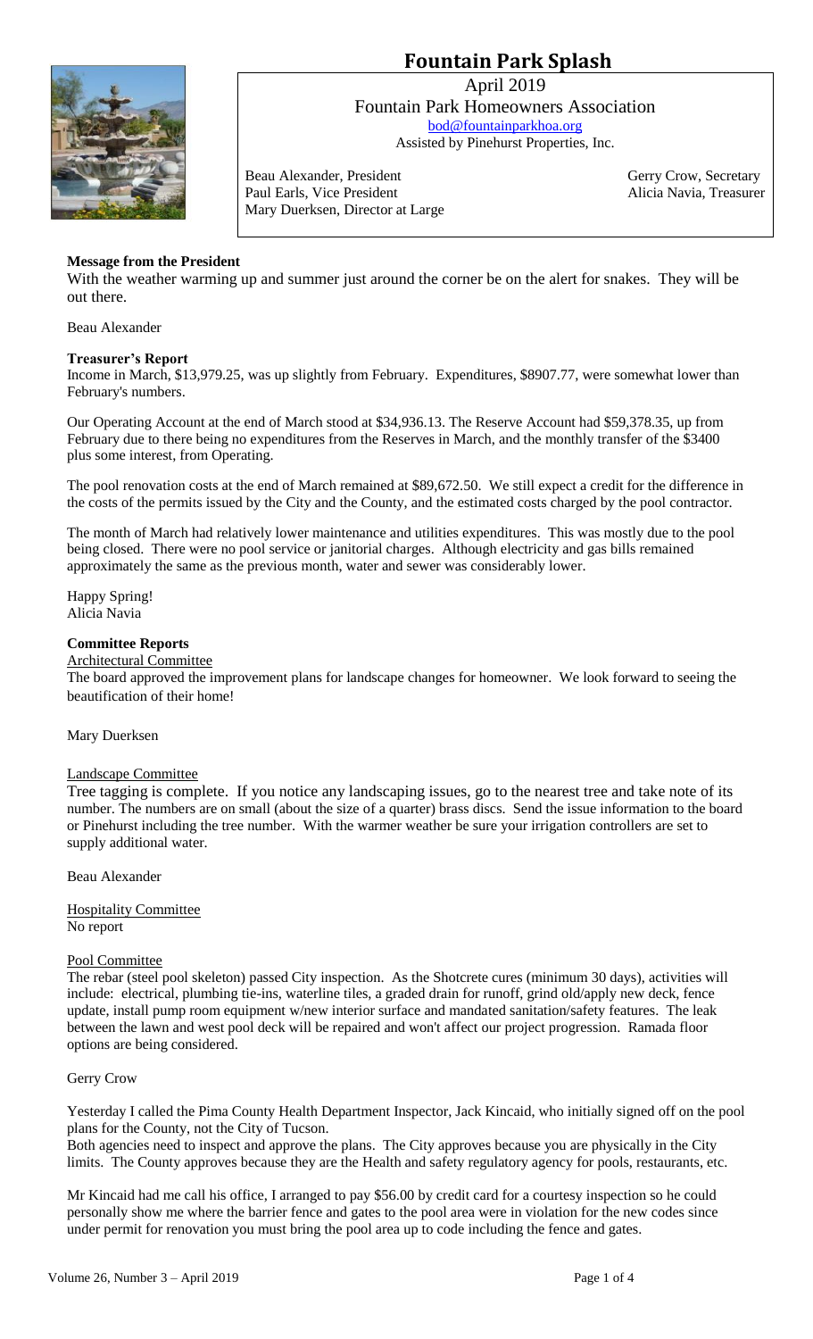# Fountain Park Splash

April 2019
Fountain Park Homeowners Association
bod@fountainparkhoa.org
Assisted by Pinehurst Properties, Inc.

Beau Alexander, President
Paul Earls, Vice President
Mary Duerksen, Director at Large

Gerry Crow, Secretary
Alicia Navia, Treasurer

**Message from the President**

With the weather warming up and summer just around the corner be on the alert for snakes. They will be out there.

Beau Alexander

**Treasurer's Report**

Income in March, $13,979.25, was up slightly from February. Expenditures, $8907.77, were somewhat lower than February's numbers.

Our Operating Account at the end of March stood at $34,936.13. The Reserve Account had $59,378.35, up from February due to there being no expenditures from the Reserves in March, and the monthly transfer of the $3400 plus some interest, from Operating.

The pool renovation costs at the end of March remained at $89,672.50. We still expect a credit for the difference in the costs of the permits issued by the City and the County, and the estimated costs charged by the pool contractor.

The month of March had relatively lower maintenance and utilities expenditures. This was mostly due to the pool being closed. There were no pool service or janitorial charges. Although electricity and gas bills remained approximately the same as the previous month, water and sewer was considerably lower.

Happy Spring!
Alicia Navia

**Committee Reports**

Architectural Committee

The board approved the improvement plans for landscape changes for homeowner. We look forward to seeing the beautification of their home!

Mary Duerksen

Landscape Committee

Tree tagging is complete. If you notice any landscaping issues, go to the nearest tree and take note of its number. The numbers are on small (about the size of a quarter) brass discs. Send the issue information to the board or Pinehurst including the tree number. With the warmer weather be sure your irrigation controllers are set to supply additional water.

Beau Alexander

Hospitality Committee
No report

Pool Committee

The rebar (steel pool skeleton) passed City inspection. As the Shotcrete cures (minimum 30 days), activities will include: electrical, plumbing tie-ins, waterline tiles, a graded drain for runoff, grind old/apply new deck, fence update, install pump room equipment w/new interior surface and mandated sanitation/safety features. The leak between the lawn and west pool deck will be repaired and won't affect our project progression. Ramada floor options are being considered.

Gerry Crow

Yesterday I called the Pima County Health Department Inspector, Jack Kincaid, who initially signed off on the pool plans for the County, not the City of Tucson.

Both agencies need to inspect and approve the plans. The City approves because you are physically in the City limits. The County approves because they are the Health and safety regulatory agency for pools, restaurants, etc.

Mr Kincaid had me call his office, I arranged to pay $56.00 by credit card for a courtesy inspection so he could personally show me where the barrier fence and gates to the pool area were in violation for the new codes since under permit for renovation you must bring the pool area up to code including the fence and gates.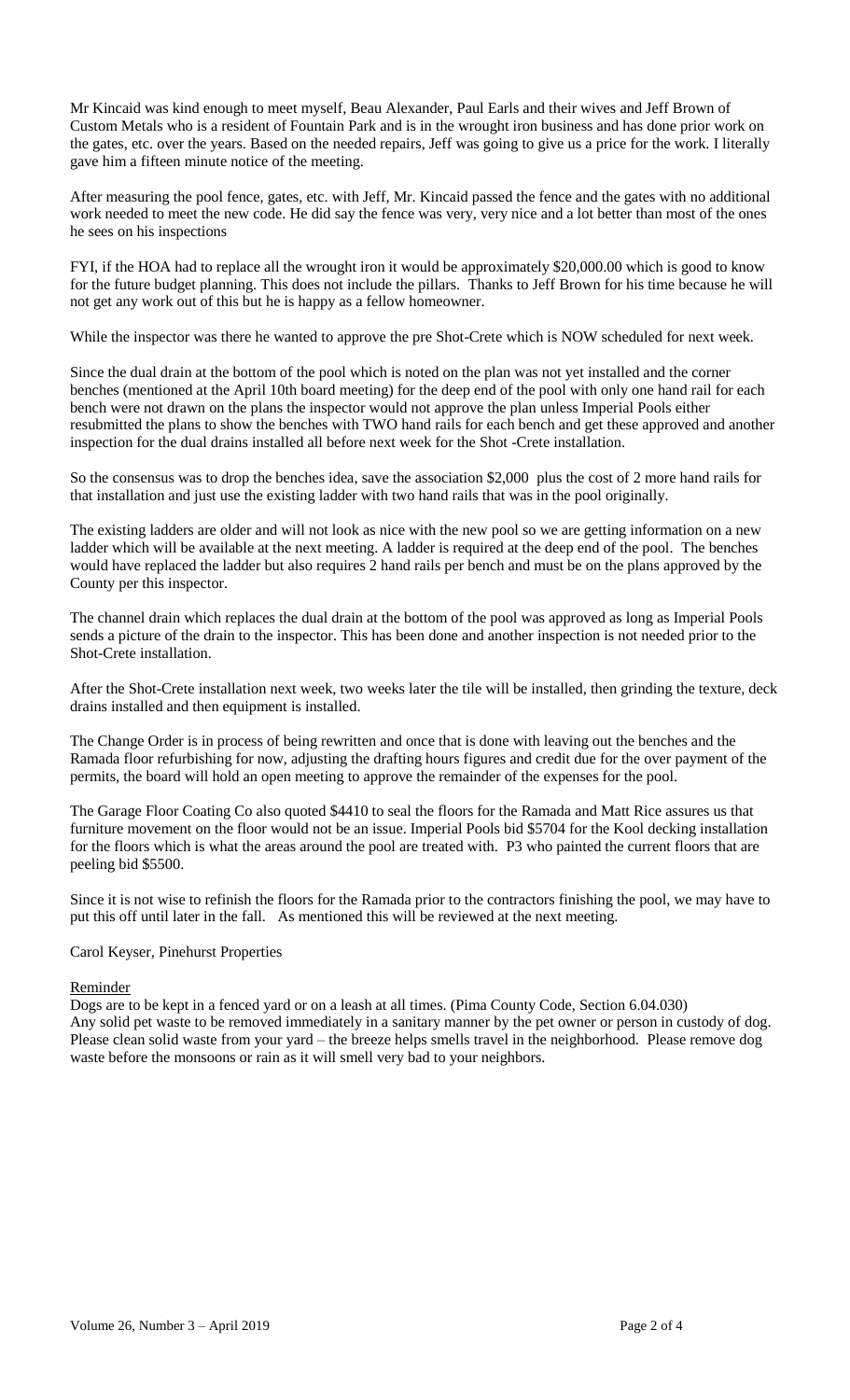Mr Kincaid was kind enough to meet myself, Beau Alexander, Paul Earls and their wives and Jeff Brown of Custom Metals who is a resident of Fountain Park and is in the wrought iron business and has done prior work on the gates, etc. over the years. Based on the needed repairs, Jeff was going to give us a price for the work. I literally gave him a fifteen minute notice of the meeting.

After measuring the pool fence, gates, etc. with Jeff, Mr. Kincaid passed the fence and the gates with no additional work needed to meet the new code. He did say the fence was very, very nice and a lot better than most of the ones he sees on his inspections

FYI, if the HOA had to replace all the wrought iron it would be approximately $20,000.00 which is good to know for the future budget planning. This does not include the pillars. Thanks to Jeff Brown for his time because he will not get any work out of this but he is happy as a fellow homeowner.

While the inspector was there he wanted to approve the pre Shot-Crete which is NOW scheduled for next week.

Since the dual drain at the bottom of the pool which is noted on the plan was not yet installed and the corner benches (mentioned at the April 10th board meeting) for the deep end of the pool with only one hand rail for each bench were not drawn on the plans the inspector would not approve the plan unless Imperial Pools either resubmitted the plans to show the benches with TWO hand rails for each bench and get these approved and another inspection for the dual drains installed all before next week for the Shot -Crete installation.

So the consensus was to drop the benches idea, save the association $2,000 plus the cost of 2 more hand rails for that installation and just use the existing ladder with two hand rails that was in the pool originally.

The existing ladders are older and will not look as nice with the new pool so we are getting information on a new ladder which will be available at the next meeting. A ladder is required at the deep end of the pool. The benches would have replaced the ladder but also requires 2 hand rails per bench and must be on the plans approved by the County per this inspector.

The channel drain which replaces the dual drain at the bottom of the pool was approved as long as Imperial Pools sends a picture of the drain to the inspector. This has been done and another inspection is not needed prior to the Shot-Crete installation.

After the Shot-Crete installation next week, two weeks later the tile will be installed, then grinding the texture, deck drains installed and then equipment is installed.

The Change Order is in process of being rewritten and once that is done with leaving out the benches and the Ramada floor refurbishing for now, adjusting the drafting hours figures and credit due for the over payment of the permits, the board will hold an open meeting to approve the remainder of the expenses for the pool.

The Garage Floor Coating Co also quoted $4410 to seal the floors for the Ramada and Matt Rice assures us that furniture movement on the floor would not be an issue. Imperial Pools bid $5704 for the Kool decking installation for the floors which is what the areas around the pool are treated with. P3 who painted the current floors that are peeling bid $5500.

Since it is not wise to refinish the floors for the Ramada prior to the contractors finishing the pool, we may have to put this off until later in the fall. As mentioned this will be reviewed at the next meeting.

Carol Keyser, Pinehurst Properties

<u>Reminder</u>

Dogs are to be kept in a fenced yard or on a leash at all times. (Pima County Code, Section 6.04.030)
Any solid pet waste to be removed immediately in a sanitary manner by the pet owner or person in custody of dog. Please clean solid waste from your yard – the breeze helps smells travel in the neighborhood. Please remove dog waste before the monsoons or rain as it will smell very bad to your neighbors.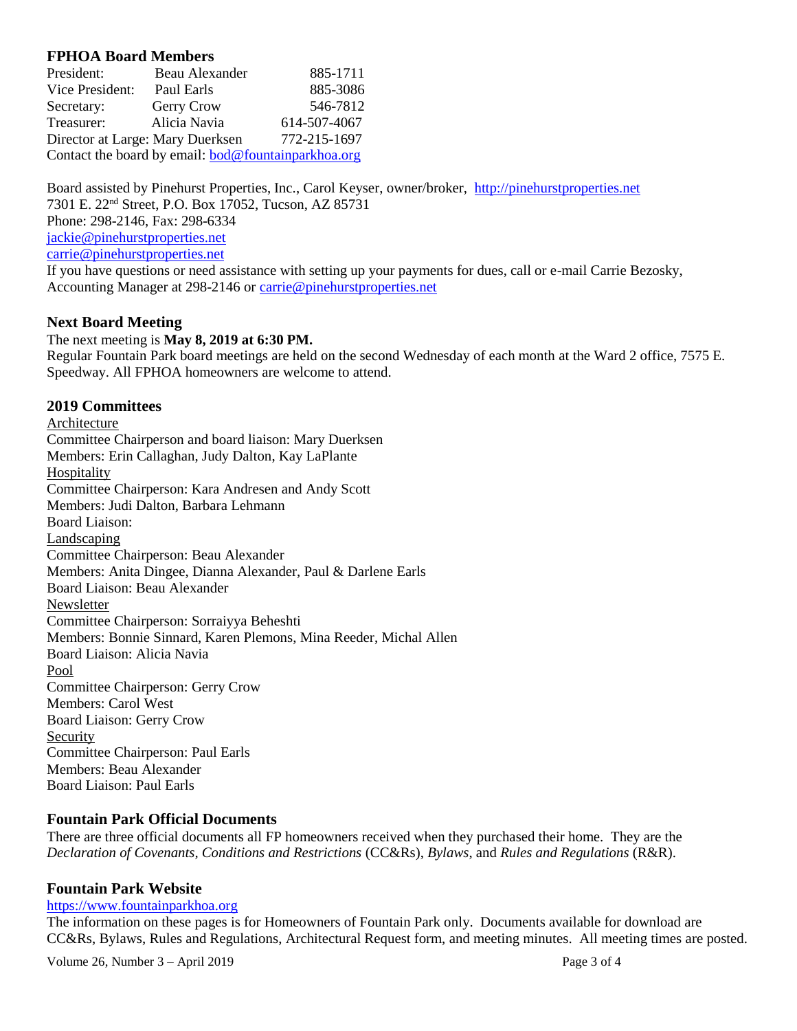## FPHOA Board Members

| | | |
|---|---|---|
| President: | Beau Alexander | 885-1711 |
| Vice President: | Paul Earls | 885-3086 |
| Secretary: | Gerry Crow | 546-7812 |
| Treasurer: | Alicia Navia | 614-507-4067 |
| Director at Large: | Mary Duerksen | 772-215-1697 |

Contact the board by email: bod@fountainparkhoa.org

Board assisted by Pinehurst Properties, Inc., Carol Keyser, owner/broker, http://pinehurstproperties.net
7301 E. 22nd Street, P.O. Box 17052, Tucson, AZ 85731
Phone: 298-2146, Fax: 298-6334
jackie@pinehurstproperties.net
carrie@pinehurstproperties.net
If you have questions or need assistance with setting up your payments for dues, call or e-mail Carrie Bezosky, Accounting Manager at 298-2146 or carrie@pinehurstproperties.net

## Next Board Meeting

The next meeting is **May 8, 2019 at 6:30 PM.**
Regular Fountain Park board meetings are held on the second Wednesday of each month at the Ward 2 office, 7575 E. Speedway. All FPHOA homeowners are welcome to attend.

## 2019 Committees

Architecture
Committee Chairperson and board liaison: Mary Duerksen
Members: Erin Callaghan, Judy Dalton, Kay LaPlante

Hospitality
Committee Chairperson: Kara Andresen and Andy Scott
Members: Judi Dalton, Barbara Lehmann
Board Liaison:

Landscaping
Committee Chairperson: Beau Alexander
Members: Anita Dingee, Dianna Alexander, Paul & Darlene Earls
Board Liaison: Beau Alexander

Newsletter
Committee Chairperson: Sorraiyya Beheshti
Members: Bonnie Sinnard, Karen Plemons, Mina Reeder, Michal Allen
Board Liaison: Alicia Navia

Pool
Committee Chairperson: Gerry Crow
Members: Carol West
Board Liaison: Gerry Crow

Security
Committee Chairperson: Paul Earls
Members: Beau Alexander
Board Liaison: Paul Earls

## Fountain Park Official Documents

There are three official documents all FP homeowners received when they purchased their home. They are the *Declaration of Covenants, Conditions and Restrictions* (CC&Rs), *Bylaws*, and *Rules and Regulations* (R&R).

## Fountain Park Website

https://www.fountainparkhoa.org
The information on these pages is for Homeowners of Fountain Park only. Documents available for download are CC&Rs, Bylaws, Rules and Regulations, Architectural Request form, and meeting minutes. All meeting times are posted.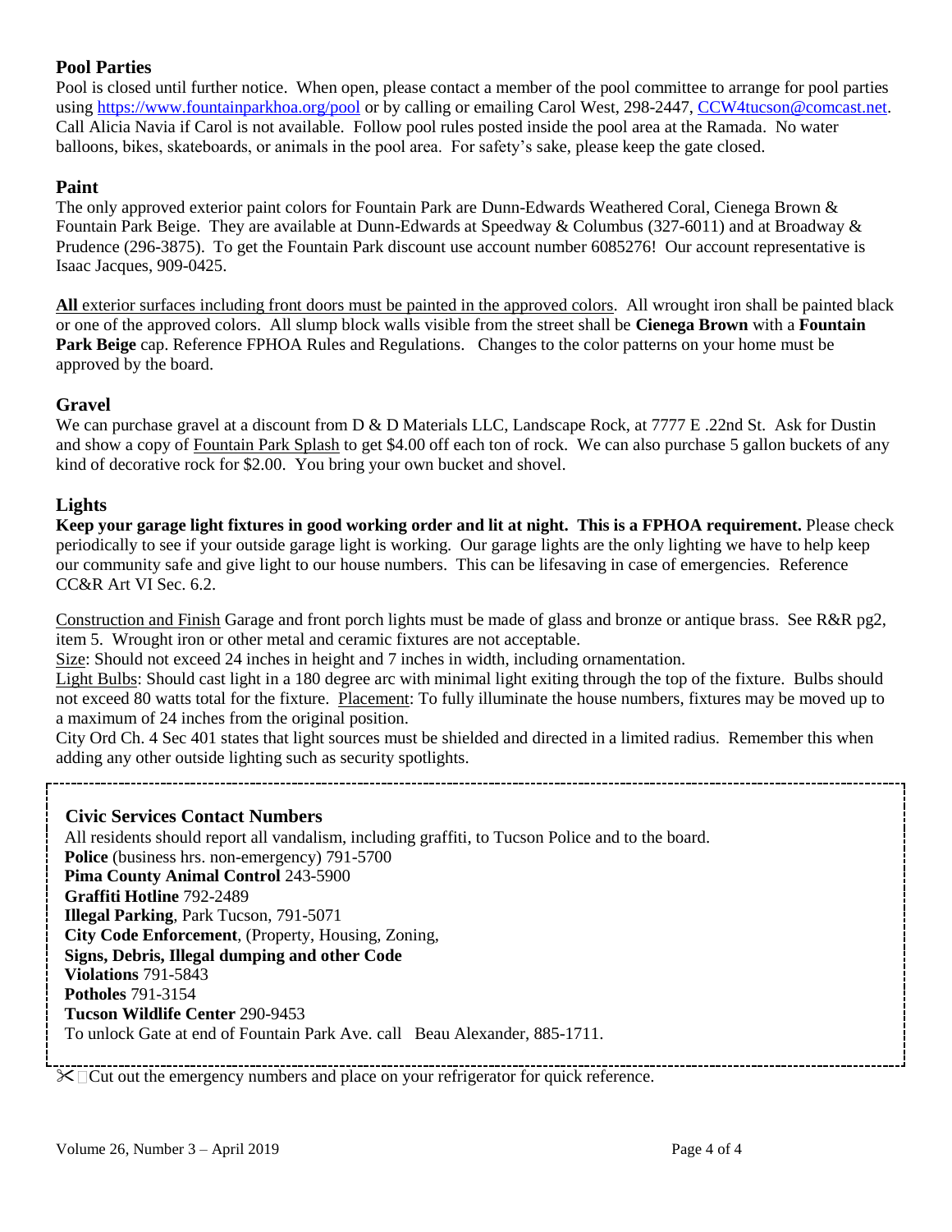## Pool Parties

Pool is closed until further notice. When open, please contact a member of the pool committee to arrange for pool parties using https://www.fountainparkhoa.org/pool or by calling or emailing Carol West, 298-2447, CCW4tucson@comcast.net. Call Alicia Navia if Carol is not available. Follow pool rules posted inside the pool area at the Ramada. No water balloons, bikes, skateboards, or animals in the pool area. For safety's sake, please keep the gate closed.

## Paint

The only approved exterior paint colors for Fountain Park are Dunn-Edwards Weathered Coral, Cienega Brown & Fountain Park Beige. They are available at Dunn-Edwards at Speedway & Columbus (327-6011) and at Broadway & Prudence (296-3875). To get the Fountain Park discount use account number 6085276! Our account representative is Isaac Jacques, 909-0425.

**All** exterior surfaces including front doors must be painted in the approved colors. All wrought iron shall be painted black or one of the approved colors. All slump block walls visible from the street shall be **Cienega Brown** with a **Fountain Park Beige** cap. Reference FPHOA Rules and Regulations. Changes to the color patterns on your home must be approved by the board.

## Gravel

We can purchase gravel at a discount from D & D Materials LLC, Landscape Rock, at 7777 E .22nd St. Ask for Dustin and show a copy of Fountain Park Splash to get $4.00 off each ton of rock. We can also purchase 5 gallon buckets of any kind of decorative rock for $2.00. You bring your own bucket and shovel.

## Lights

**Keep your garage light fixtures in good working order and lit at night. This is a FPHOA requirement.** Please check periodically to see if your outside garage light is working. Our garage lights are the only lighting we have to help keep our community safe and give light to our house numbers. This can be lifesaving in case of emergencies. Reference CC&R Art VI Sec. 6.2.

Construction and Finish Garage and front porch lights must be made of glass and bronze or antique brass. See R&R pg2, item 5. Wrought iron or other metal and ceramic fixtures are not acceptable.

Size: Should not exceed 24 inches in height and 7 inches in width, including ornamentation.

Light Bulbs: Should cast light in a 180 degree arc with minimal light exiting through the top of the fixture. Bulbs should not exceed 80 watts total for the fixture. Placement: To fully illuminate the house numbers, fixtures may be moved up to a maximum of 24 inches from the original position.

City Ord Ch. 4 Sec 401 states that light sources must be shielded and directed in a limited radius. Remember this when adding any other outside lighting such as security spotlights.

### Civic Services Contact Numbers

All residents should report all vandalism, including graffiti, to Tucson Police and to the board.

**Police** (business hrs. non-emergency) 791-5700
**Pima County Animal Control** 243-5900
**Graffiti Hotline** 792-2489
**Illegal Parking**, Park Tucson, 791-5071
**City Code Enforcement**, (Property, Housing, Zoning, **Signs, Debris, Illegal dumping and other Code Violations** 791-5843
**Potholes** 791-3154
**Tucson Wildlife Center** 290-9453
To unlock Gate at end of Fountain Park Ave. call Beau Alexander, 885-1711.

✂ Cut out the emergency numbers and place on your refrigerator for quick reference.